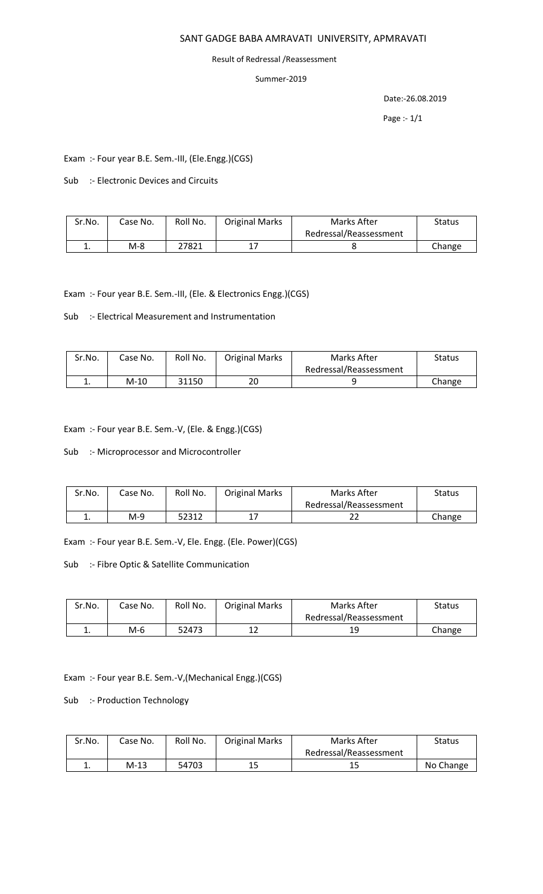# SANT GADGE BABA AMRAVATI UNIVERSITY, APMRAVATI

Result of Redressal /Reassessment

Summer-2019

Date:-26.08.2019

Exam :- Four year B.E. Sem.-III, (Ele.Engg.)(CGS)

Sub :- Electronic Devices and Circuits

| Sr.No. | Case No. | Roll No. | Original Marks | Marks After Redressal/Reassessment | Status |
|---|---|---|---|---|---|
| 1. | M-8 | 27821 | 17 | 8 | Change |

Exam :- Four year B.E. Sem.-III, (Ele. & Electronics Engg.)(CGS)

Sub :- Electrical Measurement and Instrumentation

| Sr.No. | Case No. | Roll No. | Original Marks | Marks After Redressal/Reassessment | Status |
|---|---|---|---|---|---|
| 1. | M-10 | 31150 | 20 | 9 | Change |

Exam :- Four year B.E. Sem.-V, (Ele. & Engg.)(CGS)

Sub :- Microprocessor and Microcontroller

| Sr.No. | Case No. | Roll No. | Original Marks | Marks After Redressal/Reassessment | Status |
|---|---|---|---|---|---|
| 1. | M-9 | 52312 | 17 | 22 | Change |

Exam :- Four year B.E. Sem.-V, Ele. Engg. (Ele. Power)(CGS)

Sub :- Fibre Optic & Satellite Communication

| Sr.No. | Case No. | Roll No. | Original Marks | Marks After Redressal/Reassessment | Status |
|---|---|---|---|---|---|
| 1. | M-6 | 52473 | 12 | 19 | Change |

Exam :- Four year B.E. Sem.-V,(Mechanical Engg.)(CGS)

Sub :- Production Technology

| Sr.No. | Case No. | Roll No. | Original Marks | Marks After Redressal/Reassessment | Status |
|---|---|---|---|---|---|
| 1. | M-13 | 54703 | 15 | 15 | No Change |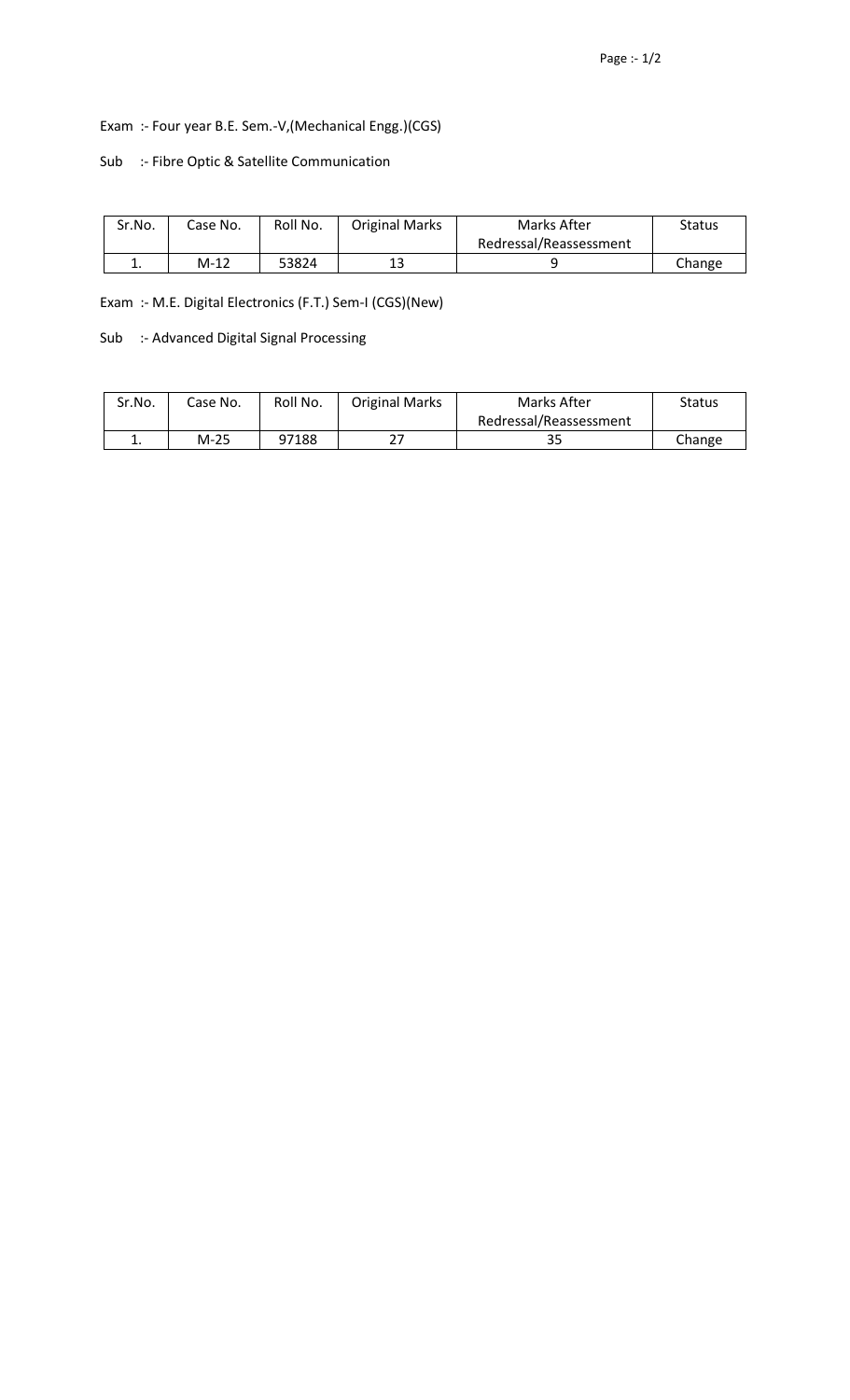Exam :- Four year B.E. Sem.-V,(Mechanical Engg.)(CGS)

Sub :- Fibre Optic & Satellite Communication

| Sr.No. | Case No. | Roll No. | Original Marks | Marks After Redressal/Reassessment | Status |
|---|---|---|---|---|---|
| 1. | M-12 | 53824 | 13 | 9 | Change |

Exam :- M.E. Digital Electronics (F.T.) Sem-I (CGS)(New)

Sub :- Advanced Digital Signal Processing

| Sr.No. | Case No. | Roll No. | Original Marks | Marks After Redressal/Reassessment | Status |
|---|---|---|---|---|---|
| 1. | M-25 | 97188 | 27 | 35 | Change |